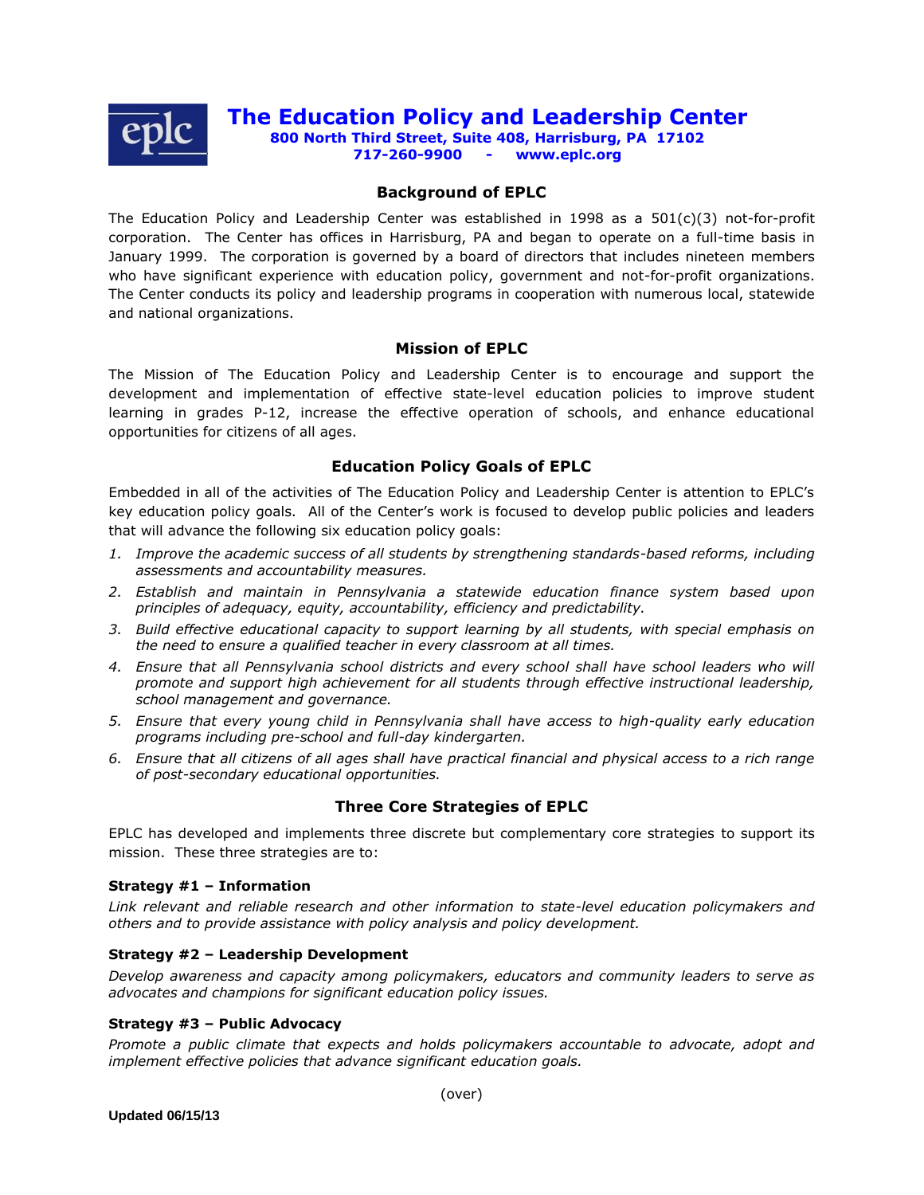# The Education Policy and Leadership Center

**800 North Third Street, Suite 408, Harrisburg, PA 17102**
**717-260-9900 - www.eplc.org**

## Background of EPLC

The Education Policy and Leadership Center was established in 1998 as a 501(c)(3) not-for-profit corporation. The Center has offices in Harrisburg, PA and began to operate on a full-time basis in January 1999. The corporation is governed by a board of directors that includes nineteen members who have significant experience with education policy, government and not-for-profit organizations. The Center conducts its policy and leadership programs in cooperation with numerous local, statewide and national organizations.

## Mission of EPLC

The Mission of The Education Policy and Leadership Center is to encourage and support the development and implementation of effective state-level education policies to improve student learning in grades P-12, increase the effective operation of schools, and enhance educational opportunities for citizens of all ages.

## Education Policy Goals of EPLC

Embedded in all of the activities of The Education Policy and Leadership Center is attention to EPLC's key education policy goals. All of the Center's work is focused to develop public policies and leaders that will advance the following six education policy goals:

1. *Improve the academic success of all students by strengthening standards-based reforms, including assessments and accountability measures.*
2. *Establish and maintain in Pennsylvania a statewide education finance system based upon principles of adequacy, equity, accountability, efficiency and predictability.*
3. *Build effective educational capacity to support learning by all students, with special emphasis on the need to ensure a qualified teacher in every classroom at all times.*
4. *Ensure that all Pennsylvania school districts and every school shall have school leaders who will promote and support high achievement for all students through effective instructional leadership, school management and governance.*
5. *Ensure that every young child in Pennsylvania shall have access to high-quality early education programs including pre-school and full-day kindergarten.*
6. *Ensure that all citizens of all ages shall have practical financial and physical access to a rich range of post-secondary educational opportunities.*

## Three Core Strategies of EPLC

EPLC has developed and implements three discrete but complementary core strategies to support its mission. These three strategies are to:

### Strategy #1 – Information

*Link relevant and reliable research and other information to state-level education policymakers and others and to provide assistance with policy analysis and policy development.*

### Strategy #2 – Leadership Development

*Develop awareness and capacity among policymakers, educators and community leaders to serve as advocates and champions for significant education policy issues.*

### Strategy #3 – Public Advocacy

*Promote a public climate that expects and holds policymakers accountable to advocate, adopt and implement effective policies that advance significant education goals.*

(over)

**Updated 06/15/13**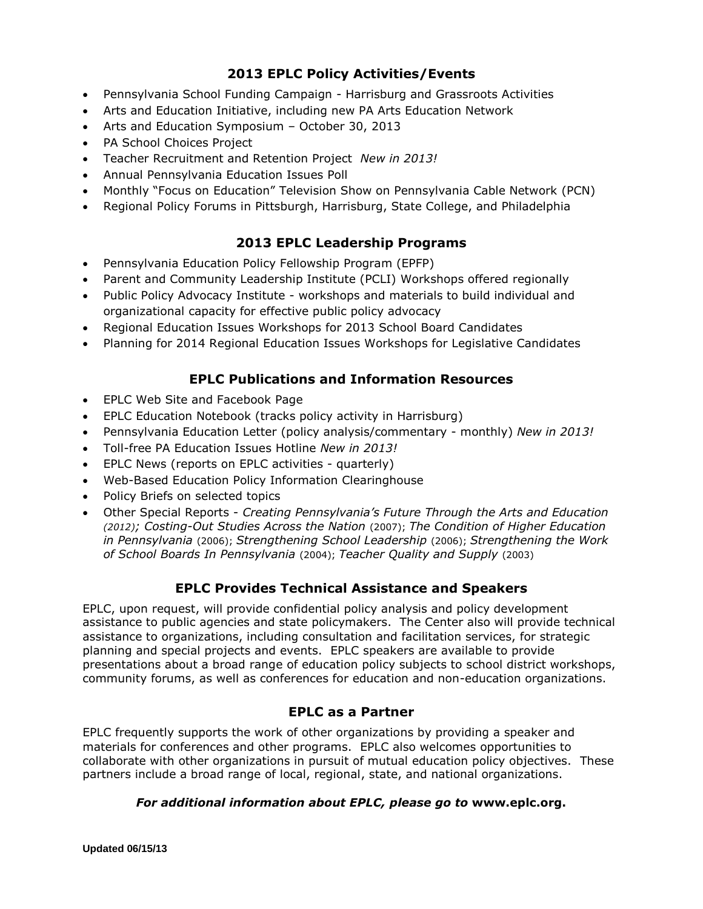## 2013 EPLC Policy Activities/Events

- Pennsylvania School Funding Campaign - Harrisburg and Grassroots Activities
- Arts and Education Initiative, including new PA Arts Education Network
- Arts and Education Symposium – October 30, 2013
- PA School Choices Project
- Teacher Recruitment and Retention Project *New in 2013!*
- Annual Pennsylvania Education Issues Poll
- Monthly "Focus on Education" Television Show on Pennsylvania Cable Network (PCN)
- Regional Policy Forums in Pittsburgh, Harrisburg, State College, and Philadelphia

## 2013 EPLC Leadership Programs

- Pennsylvania Education Policy Fellowship Program (EPFP)
- Parent and Community Leadership Institute (PCLI) Workshops offered regionally
- Public Policy Advocacy Institute - workshops and materials to build individual and organizational capacity for effective public policy advocacy
- Regional Education Issues Workshops for 2013 School Board Candidates
- Planning for 2014 Regional Education Issues Workshops for Legislative Candidates

## EPLC Publications and Information Resources

- EPLC Web Site and Facebook Page
- EPLC Education Notebook (tracks policy activity in Harrisburg)
- Pennsylvania Education Letter (policy analysis/commentary - monthly) *New in 2013!*
- Toll-free PA Education Issues Hotline *New in 2013!*
- EPLC News (reports on EPLC activities - quarterly)
- Web-Based Education Policy Information Clearinghouse
- Policy Briefs on selected topics
- Other Special Reports - *Creating Pennsylvania's Future Through the Arts and Education (2012); Costing-Out Studies Across the Nation* (2007); *The Condition of Higher Education in Pennsylvania* (2006); *Strengthening School Leadership* (2006); *Strengthening the Work of School Boards In Pennsylvania* (2004); *Teacher Quality and Supply* (2003)

## EPLC Provides Technical Assistance and Speakers

EPLC, upon request, will provide confidential policy analysis and policy development assistance to public agencies and state policymakers. The Center also will provide technical assistance to organizations, including consultation and facilitation services, for strategic planning and special projects and events. EPLC speakers are available to provide presentations about a broad range of education policy subjects to school district workshops, community forums, as well as conferences for education and non-education organizations.

## EPLC as a Partner

EPLC frequently supports the work of other organizations by providing a speaker and materials for conferences and other programs. EPLC also welcomes opportunities to collaborate with other organizations in pursuit of mutual education policy objectives. These partners include a broad range of local, regional, state, and national organizations.

***For additional information about EPLC, please go to* www.eplc.org.**

**Updated 06/15/13**